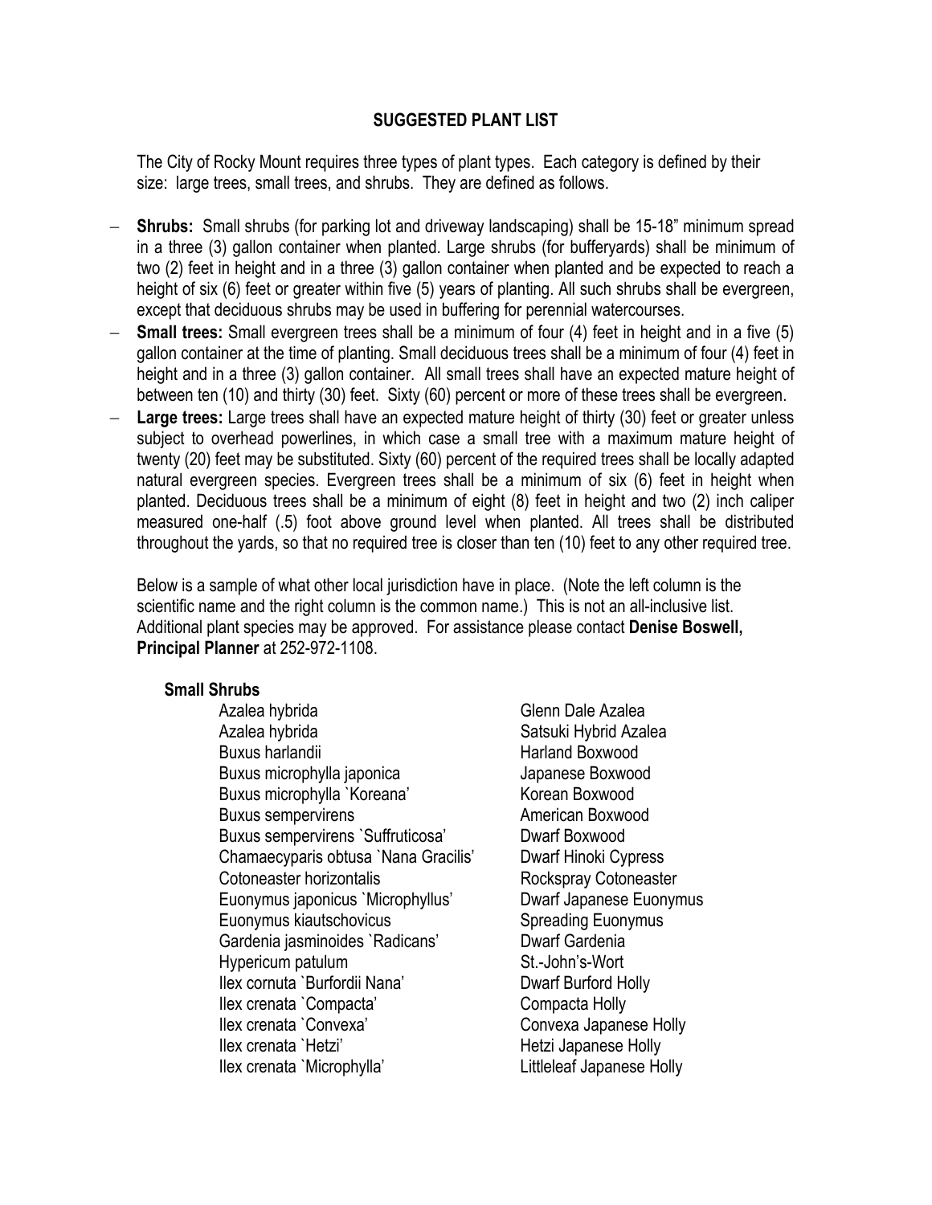# SUGGESTED PLANT LIST

The City of Rocky Mount requires three types of plant types. Each category is defined by their size: large trees, small trees, and shrubs. They are defined as follows.

- **Shrubs:** Small shrubs (for parking lot and driveway landscaping) shall be 15-18" minimum spread in a three (3) gallon container when planted. Large shrubs (for bufferyards) shall be minimum of two (2) feet in height and in a three (3) gallon container when planted and be expected to reach a height of six (6) feet or greater within five (5) years of planting. All such shrubs shall be evergreen, except that deciduous shrubs may be used in buffering for perennial watercourses.
- **Small trees:** Small evergreen trees shall be a minimum of four (4) feet in height and in a five (5) gallon container at the time of planting. Small deciduous trees shall be a minimum of four (4) feet in height and in a three (3) gallon container. All small trees shall have an expected mature height of between ten (10) and thirty (30) feet. Sixty (60) percent or more of these trees shall be evergreen.
- **Large trees:** Large trees shall have an expected mature height of thirty (30) feet or greater unless subject to overhead powerlines, in which case a small tree with a maximum mature height of twenty (20) feet may be substituted. Sixty (60) percent of the required trees shall be locally adapted natural evergreen species. Evergreen trees shall be a minimum of six (6) feet in height when planted. Deciduous trees shall be a minimum of eight (8) feet in height and two (2) inch caliper measured one-half (.5) foot above ground level when planted. All trees shall be distributed throughout the yards, so that no required tree is closer than ten (10) feet to any other required tree.

Below is a sample of what other local jurisdiction have in place. (Note the left column is the scientific name and the right column is the common name.) This is not an all-inclusive list. Additional plant species may be approved. For assistance please contact **Denise Boswell, Principal Planner** at 252-972-1108.

## Small Shrubs

| Scientific Name | Common Name |
|---|---|
| Azalea hybrida | Glenn Dale Azalea |
| Azalea hybrida | Satsuki Hybrid Azalea |
| Buxus harlandii | Harland Boxwood |
| Buxus microphylla japonica | Japanese Boxwood |
| Buxus microphylla `Koreana' | Korean Boxwood |
| Buxus sempervirens | American Boxwood |
| Buxus sempervirens `Suffruticosa' | Dwarf Boxwood |
| Chamaecyparis obtusa `Nana Gracilis' | Dwarf Hinoki Cypress |
| Cotoneaster horizontalis | Rockspray Cotoneaster |
| Euonymus japonicus `Microphyllus' | Dwarf Japanese Euonymus |
| Euonymus kiautschovicus | Spreading Euonymus |
| Gardenia jasminoides `Radicans' | Dwarf Gardenia |
| Hypericum patulum | St.-John's-Wort |
| Ilex cornuta `Burfordii Nana' | Dwarf Burford Holly |
| Ilex crenata `Compacta' | Compacta Holly |
| Ilex crenata `Convexa' | Convexa Japanese Holly |
| Ilex crenata `Hetzi' | Hetzi Japanese Holly |
| Ilex crenata `Microphylla' | Littleleaf Japanese Holly |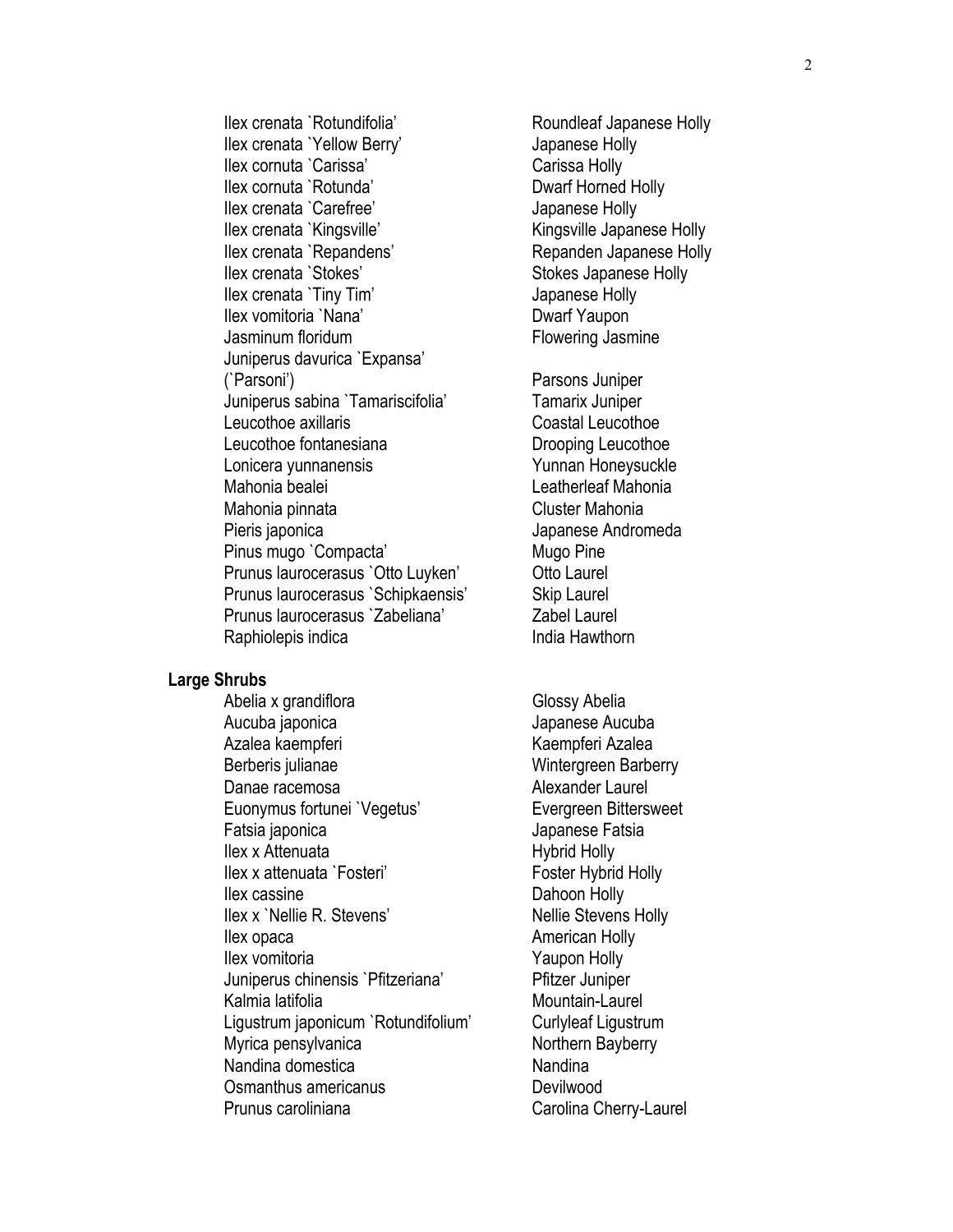| | |
|---|---|
| Ilex crenata `Rotundifolia' | Roundleaf Japanese Holly |
| Ilex crenata `Yellow Berry' | Japanese Holly |
| Ilex cornuta `Carissa' | Carissa Holly |
| Ilex cornuta `Rotunda' | Dwarf Horned Holly |
| Ilex crenata `Carefree' | Japanese Holly |
| Ilex crenata `Kingsville' | Kingsville Japanese Holly |
| Ilex crenata `Repandens' | Repanden Japanese Holly |
| Ilex crenata `Stokes' | Stokes Japanese Holly |
| Ilex crenata `Tiny Tim' | Japanese Holly |
| Ilex vomitoria `Nana' | Dwarf Yaupon |
| Jasminum floridum | Flowering Jasmine |
| Juniperus davurica `Expansa' (`Parsoni') | Parsons Juniper |
| Juniperus sabina `Tamariscifolia' | Tamarix Juniper |
| Leucothoe axillaris | Coastal Leucothoe |
| Leucothoe fontanesiana | Drooping Leucothoe |
| Lonicera yunnanensis | Yunnan Honeysuckle |
| Mahonia bealei | Leatherleaf Mahonia |
| Mahonia pinnata | Cluster Mahonia |
| Pieris japonica | Japanese Andromeda |
| Pinus mugo `Compacta' | Mugo Pine |
| Prunus laurocerasus `Otto Luyken' | Otto Laurel |
| Prunus laurocerasus `Schipkaensis' | Skip Laurel |
| Prunus laurocerasus `Zabeliana' | Zabel Laurel |
| Raphiolepis indica | India Hawthorn |

**Large Shrubs**

| | |
|---|---|
| Abelia x grandiflora | Glossy Abelia |
| Aucuba japonica | Japanese Aucuba |
| Azalea kaempferi | Kaempferi Azalea |
| Berberis julianae | Wintergreen Barberry |
| Danae racemosa | Alexander Laurel |
| Euonymus fortunei `Vegetus' | Evergreen Bittersweet |
| Fatsia japonica | Japanese Fatsia |
| Ilex x Attenuata | Hybrid Holly |
| Ilex x attenuata `Fosteri' | Foster Hybrid Holly |
| Ilex cassine | Dahoon Holly |
| Ilex x `Nellie R. Stevens' | Nellie Stevens Holly |
| Ilex opaca | American Holly |
| Ilex vomitoria | Yaupon Holly |
| Juniperus chinensis `Pfitzeriana' | Pfitzer Juniper |
| Kalmia latifolia | Mountain-Laurel |
| Ligustrum japonicum `Rotundifolium' | Curlyleaf Ligustrum |
| Myrica pensylvanica | Northern Bayberry |
| Nandina domestica | Nandina |
| Osmanthus americanus | Devilwood |
| Prunus caroliniana | Carolina Cherry-Laurel |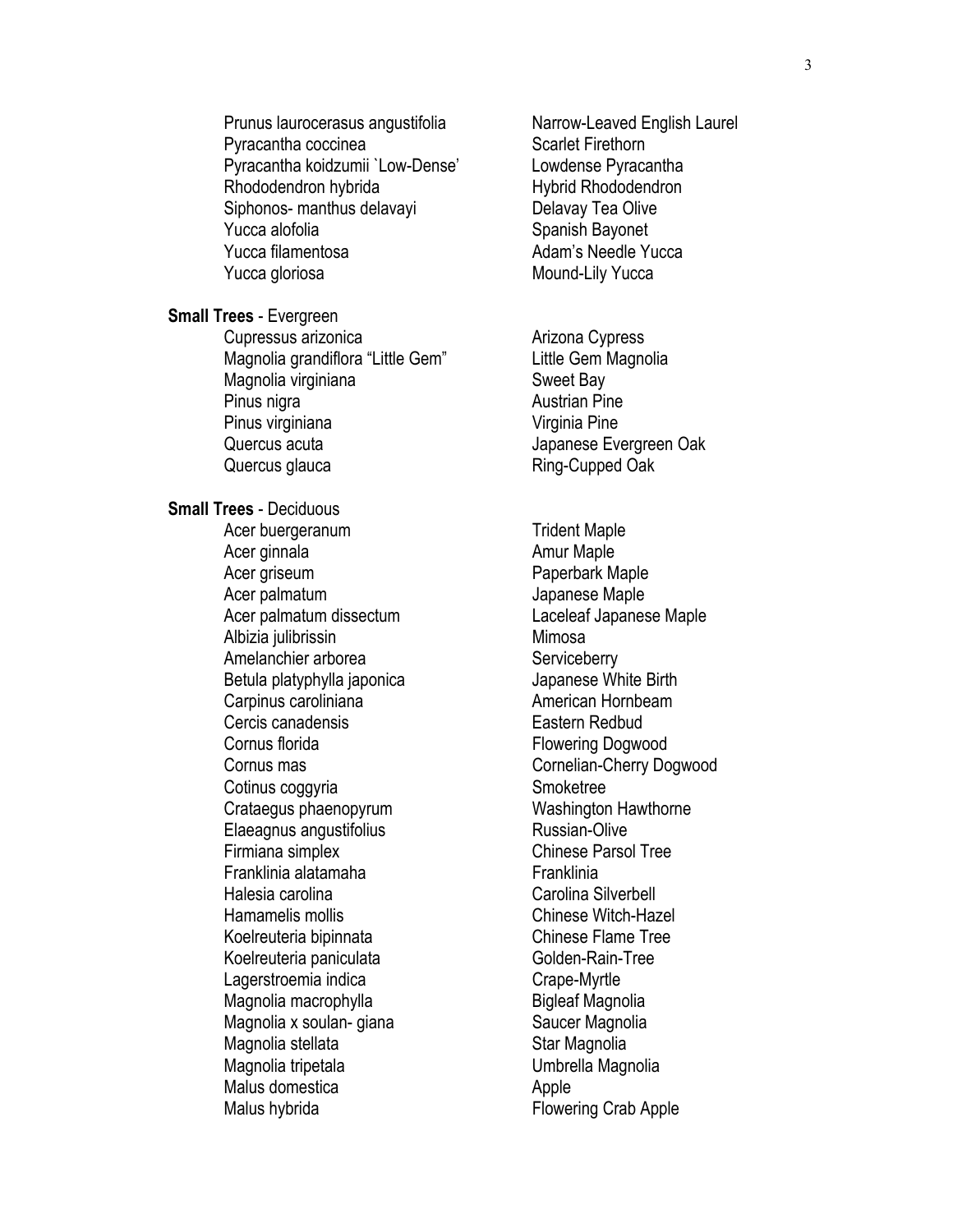| | |
|---|---|
| Prunus laurocerasus angustifolia | Narrow-Leaved English Laurel |
| Pyracantha coccinea | Scarlet Firethorn |
| Pyracantha koidzumii `Low-Dense' | Lowdense Pyracantha |
| Rhododendron hybrida | Hybrid Rhododendron |
| Siphonos- manthus delavayi | Delavay Tea Olive |
| Yucca alofolia | Spanish Bayonet |
| Yucca filamentosa | Adam's Needle Yucca |
| Yucca gloriosa | Mound-Lily Yucca |

**Small Trees** - Evergreen

| | |
|---|---|
| Cupressus arizonica | Arizona Cypress |
| Magnolia grandiflora "Little Gem" | Little Gem Magnolia |
| Magnolia virginiana | Sweet Bay |
| Pinus nigra | Austrian Pine |
| Pinus virginiana | Virginia Pine |
| Quercus acuta | Japanese Evergreen Oak |
| Quercus glauca | Ring-Cupped Oak |

**Small Trees** - Deciduous

| | |
|---|---|
| Acer buergeranum | Trident Maple |
| Acer ginnala | Amur Maple |
| Acer griseum | Paperbark Maple |
| Acer palmatum | Japanese Maple |
| Acer palmatum dissectum | Laceleaf Japanese Maple |
| Albizia julibrissin | Mimosa |
| Amelanchier arborea | Serviceberry |
| Betula platyphylla japonica | Japanese White Birth |
| Carpinus caroliniana | American Hornbeam |
| Cercis canadensis | Eastern Redbud |
| Cornus florida | Flowering Dogwood |
| Cornus mas | Cornelian-Cherry Dogwood |
| Cotinus coggyria | Smoketree |
| Crataegus phaenopyrum | Washington Hawthorne |
| Elaeagnus angustifolius | Russian-Olive |
| Firmiana simplex | Chinese Parsol Tree |
| Franklinia alatamaha | Franklinia |
| Halesia carolina | Carolina Silverbell |
| Hamamelis mollis | Chinese Witch-Hazel |
| Koelreuteria bipinnata | Chinese Flame Tree |
| Koelreuteria paniculata | Golden-Rain-Tree |
| Lagerstroemia indica | Crape-Myrtle |
| Magnolia macrophylla | Bigleaf Magnolia |
| Magnolia x soulan- giana | Saucer Magnolia |
| Magnolia stellata | Star Magnolia |
| Magnolia tripetala | Umbrella Magnolia |
| Malus domestica | Apple |
| Malus hybrida | Flowering Crab Apple |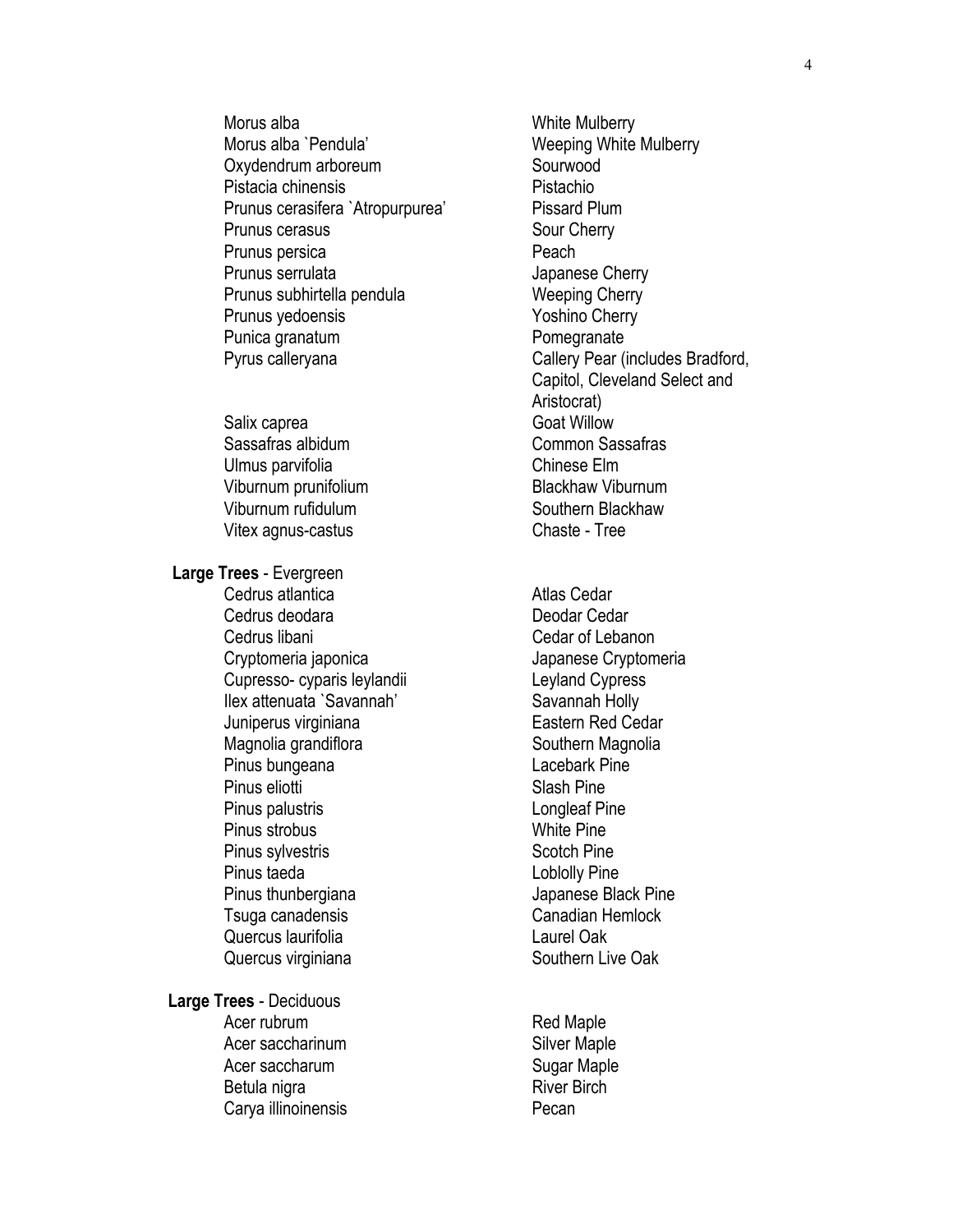| | |
|---|---|
| Morus alba | White Mulberry |
| Morus alba `Pendula' | Weeping White Mulberry |
| Oxydendrum arboreum | Sourwood |
| Pistacia chinensis | Pistachio |
| Prunus cerasifera `Atropurpurea' | Pissard Plum |
| Prunus cerasus | Sour Cherry |
| Prunus persica | Peach |
| Prunus serrulata | Japanese Cherry |
| Prunus subhirtella pendula | Weeping Cherry |
| Prunus yedoensis | Yoshino Cherry |
| Punica granatum | Pomegranate |
| Pyrus calleryana | Callery Pear (includes Bradford, Capitol, Cleveland Select and Aristocrat) |
| Salix caprea | Goat Willow |
| Sassafras albidum | Common Sassafras |
| Ulmus parvifolia | Chinese Elm |
| Viburnum prunifolium | Blackhaw Viburnum |
| Viburnum rufidulum | Southern Blackhaw |
| Vitex agnus-castus | Chaste - Tree |

**Large Trees** - Evergreen

| | |
|---|---|
| Cedrus atlantica | Atlas Cedar |
| Cedrus deodara | Deodar Cedar |
| Cedrus libani | Cedar of Lebanon |
| Cryptomeria japonica | Japanese Cryptomeria |
| Cupresso- cyparis leylandii | Leyland Cypress |
| Ilex attenuata `Savannah' | Savannah Holly |
| Juniperus virginiana | Eastern Red Cedar |
| Magnolia grandiflora | Southern Magnolia |
| Pinus bungeana | Lacebark Pine |
| Pinus eliotti | Slash Pine |
| Pinus palustris | Longleaf Pine |
| Pinus strobus | White Pine |
| Pinus sylvestris | Scotch Pine |
| Pinus taeda | Loblolly Pine |
| Pinus thunbergiana | Japanese Black Pine |
| Tsuga canadensis | Canadian Hemlock |
| Quercus laurifolia | Laurel Oak |
| Quercus virginiana | Southern Live Oak |

**Large Trees** - Deciduous

| | |
|---|---|
| Acer rubrum | Red Maple |
| Acer saccharinum | Silver Maple |
| Acer saccharum | Sugar Maple |
| Betula nigra | River Birch |
| Carya illinoinensis | Pecan |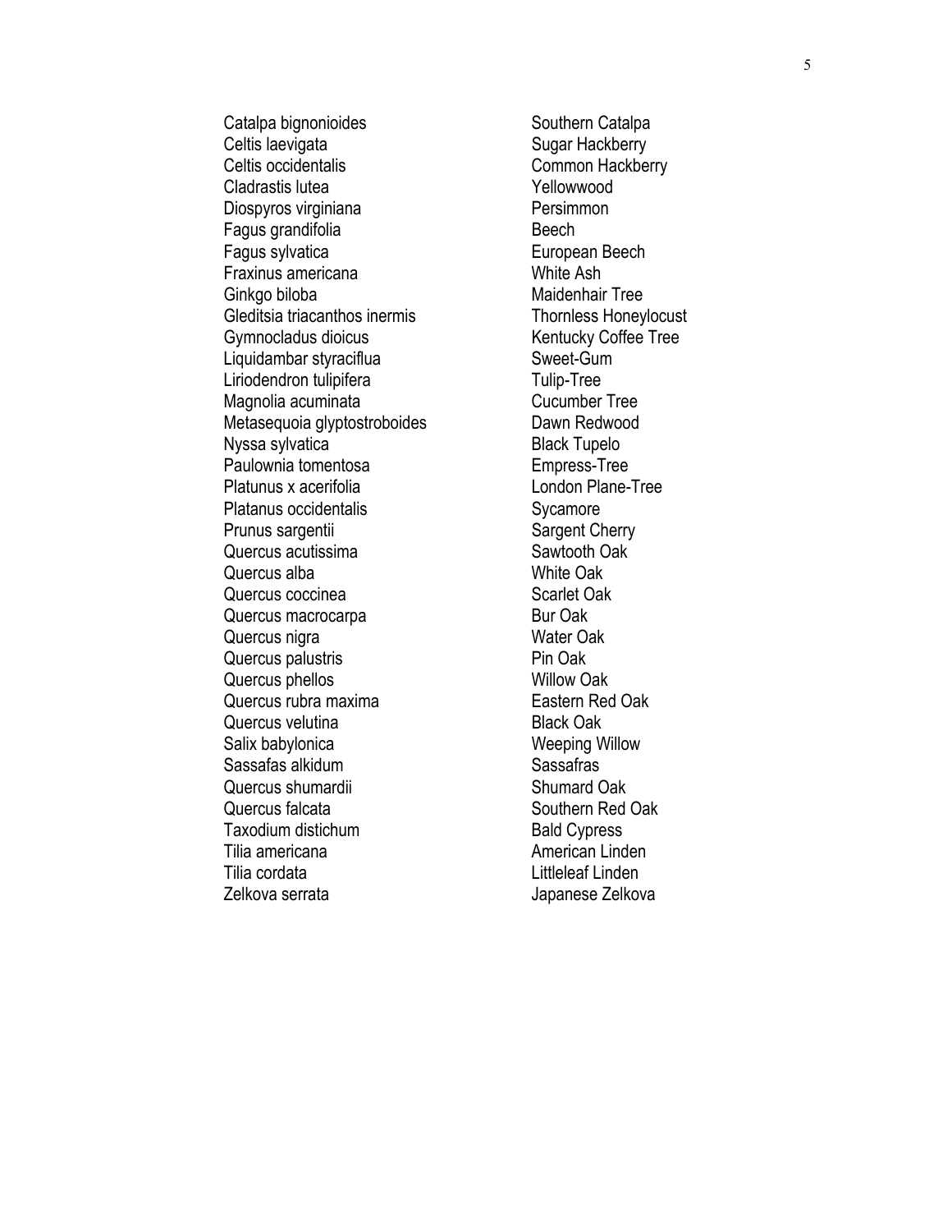| | |
|---|---|
| Catalpa bignonioides | Southern Catalpa |
| Celtis laevigata | Sugar Hackberry |
| Celtis occidentalis | Common Hackberry |
| Cladrastis lutea | Yellowwood |
| Diospyros virginiana | Persimmon |
| Fagus grandifolia | Beech |
| Fagus sylvatica | European Beech |
| Fraxinus americana | White Ash |
| Ginkgo biloba | Maidenhair Tree |
| Gleditsia triacanthos inermis | Thornless Honeylocust |
| Gymnocladus dioicus | Kentucky Coffee Tree |
| Liquidambar styraciflua | Sweet-Gum |
| Liriodendron tulipifera | Tulip-Tree |
| Magnolia acuminata | Cucumber Tree |
| Metasequoia glyptostroboides | Dawn Redwood |
| Nyssa sylvatica | Black Tupelo |
| Paulownia tomentosa | Empress-Tree |
| Platunus x acerifolia | London Plane-Tree |
| Platanus occidentalis | Sycamore |
| Prunus sargentii | Sargent Cherry |
| Quercus acutissima | Sawtooth Oak |
| Quercus alba | White Oak |
| Quercus coccinea | Scarlet Oak |
| Quercus macrocarpa | Bur Oak |
| Quercus nigra | Water Oak |
| Quercus palustris | Pin Oak |
| Quercus phellos | Willow Oak |
| Quercus rubra maxima | Eastern Red Oak |
| Quercus velutina | Black Oak |
| Salix babylonica | Weeping Willow |
| Sassafas alkidum | Sassafras |
| Quercus shumardii | Shumard Oak |
| Quercus falcata | Southern Red Oak |
| Taxodium distichum | Bald Cypress |
| Tilia americana | American Linden |
| Tilia cordata | Littleleaf Linden |
| Zelkova serrata | Japanese Zelkova |